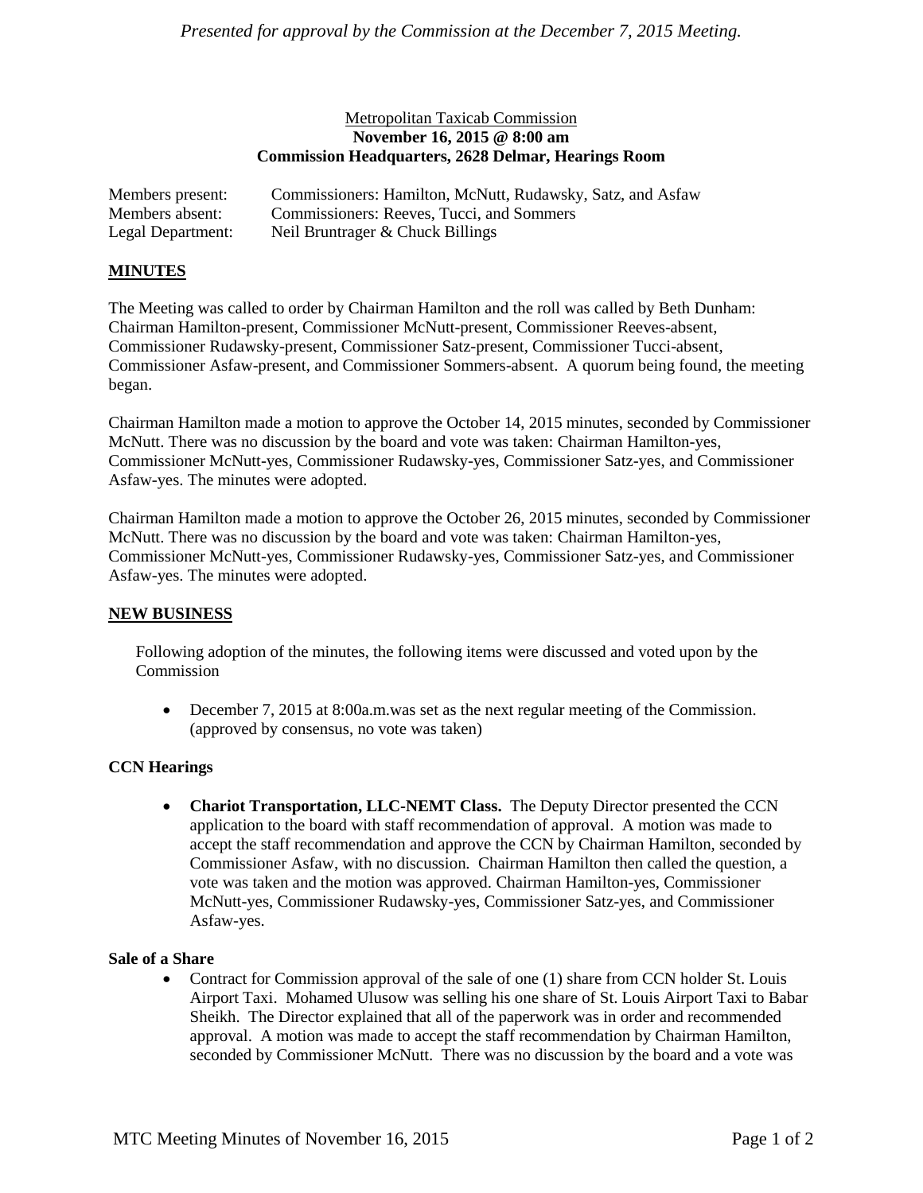*Presented for approval by the Commission at the December 7, 2015 Meeting.*

Metropolitan Taxicab Commission
**November 16, 2015 @ 8:00 am**
**Commission Headquarters, 2628 Delmar, Hearings Room**

Members present: Commissioners: Hamilton, McNutt, Rudawsky, Satz, and Asfaw
Members absent: Commissioners: Reeves, Tucci, and Sommers
Legal Department: Neil Bruntrager & Chuck Billings

## MINUTES

The Meeting was called to order by Chairman Hamilton and the roll was called by Beth Dunham: Chairman Hamilton-present, Commissioner McNutt-present, Commissioner Reeves-absent, Commissioner Rudawsky-present, Commissioner Satz-present, Commissioner Tucci-absent, Commissioner Asfaw-present, and Commissioner Sommers-absent. A quorum being found, the meeting began.

Chairman Hamilton made a motion to approve the October 14, 2015 minutes, seconded by Commissioner McNutt. There was no discussion by the board and vote was taken: Chairman Hamilton-yes, Commissioner McNutt-yes, Commissioner Rudawsky-yes, Commissioner Satz-yes, and Commissioner Asfaw-yes. The minutes were adopted.

Chairman Hamilton made a motion to approve the October 26, 2015 minutes, seconded by Commissioner McNutt. There was no discussion by the board and vote was taken: Chairman Hamilton-yes, Commissioner McNutt-yes, Commissioner Rudawsky-yes, Commissioner Satz-yes, and Commissioner Asfaw-yes. The minutes were adopted.

## NEW BUSINESS

Following adoption of the minutes, the following items were discussed and voted upon by the Commission

- December 7, 2015 at 8:00a.m.was set as the next regular meeting of the Commission. (approved by consensus, no vote was taken)

### CCN Hearings

- **Chariot Transportation, LLC-NEMT Class.** The Deputy Director presented the CCN application to the board with staff recommendation of approval. A motion was made to accept the staff recommendation and approve the CCN by Chairman Hamilton, seconded by Commissioner Asfaw, with no discussion. Chairman Hamilton then called the question, a vote was taken and the motion was approved. Chairman Hamilton-yes, Commissioner McNutt-yes, Commissioner Rudawsky-yes, Commissioner Satz-yes, and Commissioner Asfaw-yes.

### Sale of a Share

- Contract for Commission approval of the sale of one (1) share from CCN holder St. Louis Airport Taxi. Mohamed Ulusow was selling his one share of St. Louis Airport Taxi to Babar Sheikh. The Director explained that all of the paperwork was in order and recommended approval. A motion was made to accept the staff recommendation by Chairman Hamilton, seconded by Commissioner McNutt. There was no discussion by the board and a vote was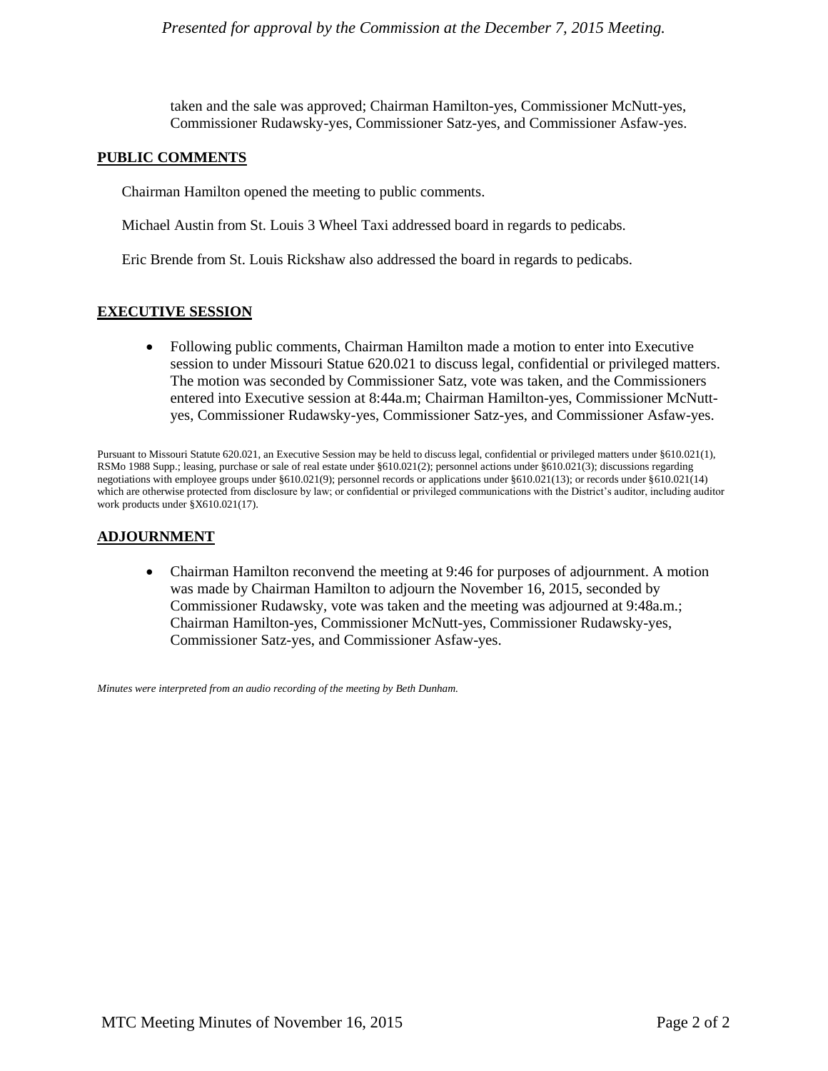taken and the sale was approved; Chairman Hamilton-yes, Commissioner McNutt-yes, Commissioner Rudawsky-yes, Commissioner Satz-yes, and Commissioner Asfaw-yes.

## PUBLIC COMMENTS

Chairman Hamilton opened the meeting to public comments.

Michael Austin from St. Louis 3 Wheel Taxi addressed board in regards to pedicabs.

Eric Brende from St. Louis Rickshaw also addressed the board in regards to pedicabs.

## EXECUTIVE SESSION

- Following public comments, Chairman Hamilton made a motion to enter into Executive session to under Missouri Statue 620.021 to discuss legal, confidential or privileged matters. The motion was seconded by Commissioner Satz, vote was taken, and the Commissioners entered into Executive session at 8:44a.m; Chairman Hamilton-yes, Commissioner McNutt-yes, Commissioner Rudawsky-yes, Commissioner Satz-yes, and Commissioner Asfaw-yes.

Pursuant to Missouri Statute 620.021, an Executive Session may be held to discuss legal, confidential or privileged matters under §610.021(1), RSMo 1988 Supp.; leasing, purchase or sale of real estate under §610.021(2); personnel actions under §610.021(3); discussions regarding negotiations with employee groups under §610.021(9); personnel records or applications under §610.021(13); or records under §610.021(14) which are otherwise protected from disclosure by law; or confidential or privileged communications with the District's auditor, including auditor work products under §X610.021(17).

## ADJOURNMENT

- Chairman Hamilton reconvend the meeting at 9:46 for purposes of adjournment. A motion was made by Chairman Hamilton to adjourn the November 16, 2015, seconded by Commissioner Rudawsky, vote was taken and the meeting was adjourned at 9:48a.m.; Chairman Hamilton-yes, Commissioner McNutt-yes, Commissioner Rudawsky-yes, Commissioner Satz-yes, and Commissioner Asfaw-yes.

*Minutes were interpreted from an audio recording of the meeting by Beth Dunham.*